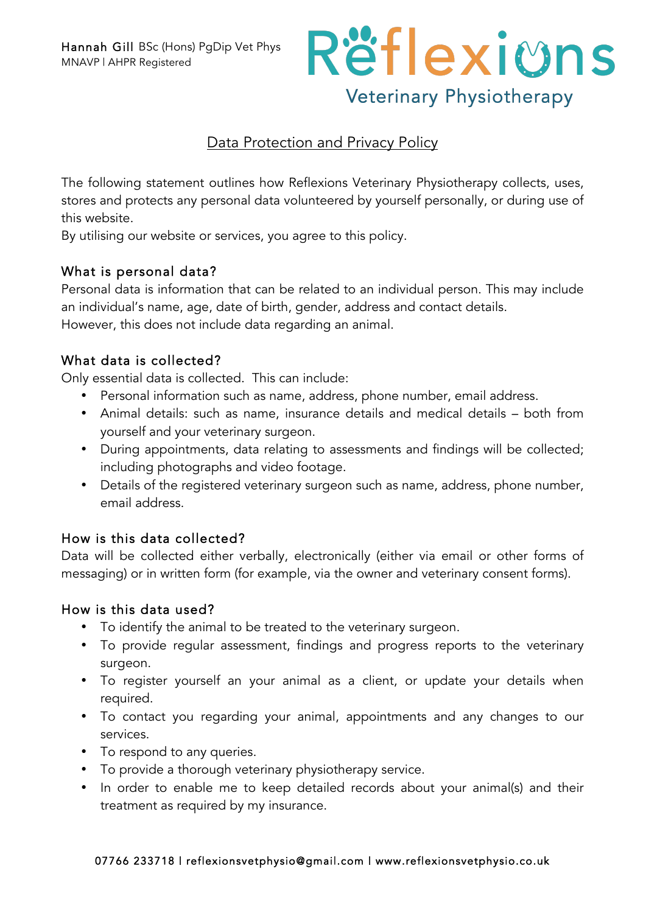Hannah Gill BSc (Hons) PgDip Vet Phys
MNAVP | AHPR Registered

Reflexions
Veterinary Physiotherapy

# Data Protection and Privacy Policy

The following statement outlines how Reflexions Veterinary Physiotherapy collects, uses, stores and protects any personal data volunteered by yourself personally, or during use of this website.
By utilising our website or services, you agree to this policy.

## What is personal data?

Personal data is information that can be related to an individual person. This may include an individual's name, age, date of birth, gender, address and contact details.
However, this does not include data regarding an animal.

## What data is collected?

Only essential data is collected. This can include:

- Personal information such as name, address, phone number, email address.
- Animal details: such as name, insurance details and medical details – both from yourself and your veterinary surgeon.
- During appointments, data relating to assessments and findings will be collected; including photographs and video footage.
- Details of the registered veterinary surgeon such as name, address, phone number, email address.

## How is this data collected?

Data will be collected either verbally, electronically (either via email or other forms of messaging) or in written form (for example, via the owner and veterinary consent forms).

## How is this data used?

- To identify the animal to be treated to the veterinary surgeon.
- To provide regular assessment, findings and progress reports to the veterinary surgeon.
- To register yourself an your animal as a client, or update your details when required.
- To contact you regarding your animal, appointments and any changes to our services.
- To respond to any queries.
- To provide a thorough veterinary physiotherapy service.
- In order to enable me to keep detailed records about your animal(s) and their treatment as required by my insurance.

07766 233718 | reflexionsvetphysio@gmail.com | www.reflexionsvetphysio.co.uk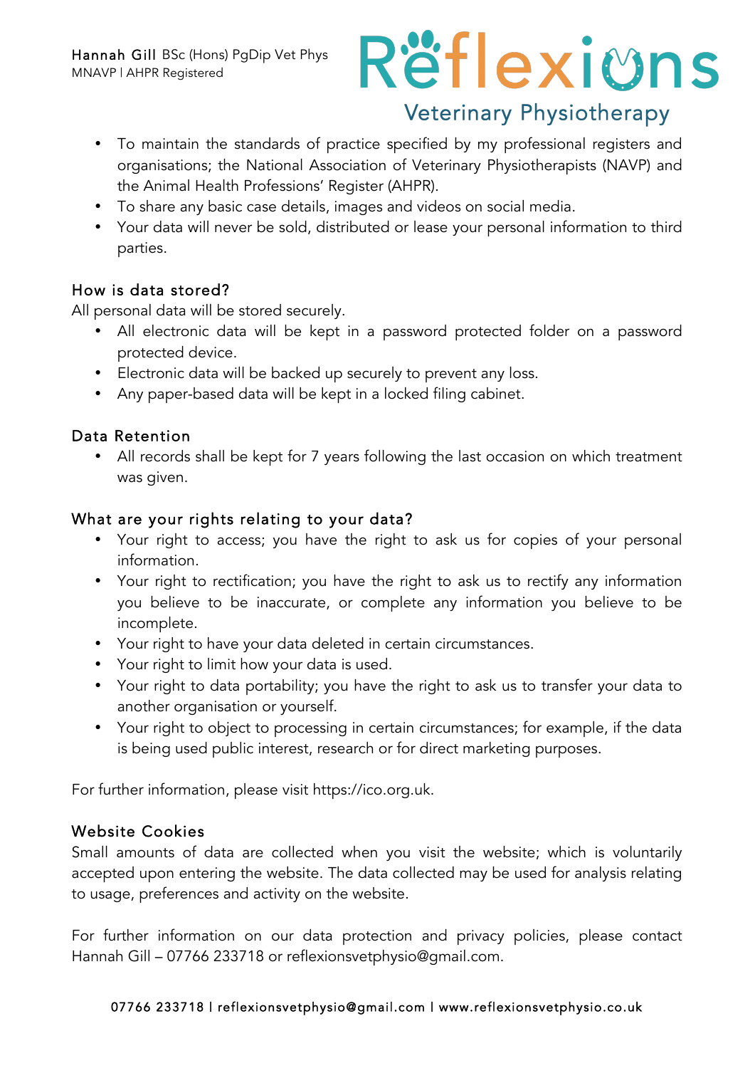- To maintain the standards of practice specified by my professional registers and organisations; the National Association of Veterinary Physiotherapists (NAVP) and the Animal Health Professions' Register (AHPR).
- To share any basic case details, images and videos on social media.
- Your data will never be sold, distributed or lease your personal information to third parties.

## How is data stored?

All personal data will be stored securely.

- All electronic data will be kept in a password protected folder on a password protected device.
- Electronic data will be backed up securely to prevent any loss.
- Any paper-based data will be kept in a locked filing cabinet.

## Data Retention

- All records shall be kept for 7 years following the last occasion on which treatment was given.

## What are your rights relating to your data?

- Your right to access; you have the right to ask us for copies of your personal information.
- Your right to rectification; you have the right to ask us to rectify any information you believe to be inaccurate, or complete any information you believe to be incomplete.
- Your right to have your data deleted in certain circumstances.
- Your right to limit how your data is used.
- Your right to data portability; you have the right to ask us to transfer your data to another organisation or yourself.
- Your right to object to processing in certain circumstances; for example, if the data is being used public interest, research or for direct marketing purposes.

For further information, please visit https://ico.org.uk.

## Website Cookies

Small amounts of data are collected when you visit the website; which is voluntarily accepted upon entering the website. The data collected may be used for analysis relating to usage, preferences and activity on the website.

For further information on our data protection and privacy policies, please contact Hannah Gill – 07766 233718 or reflexionsvetphysio@gmail.com.